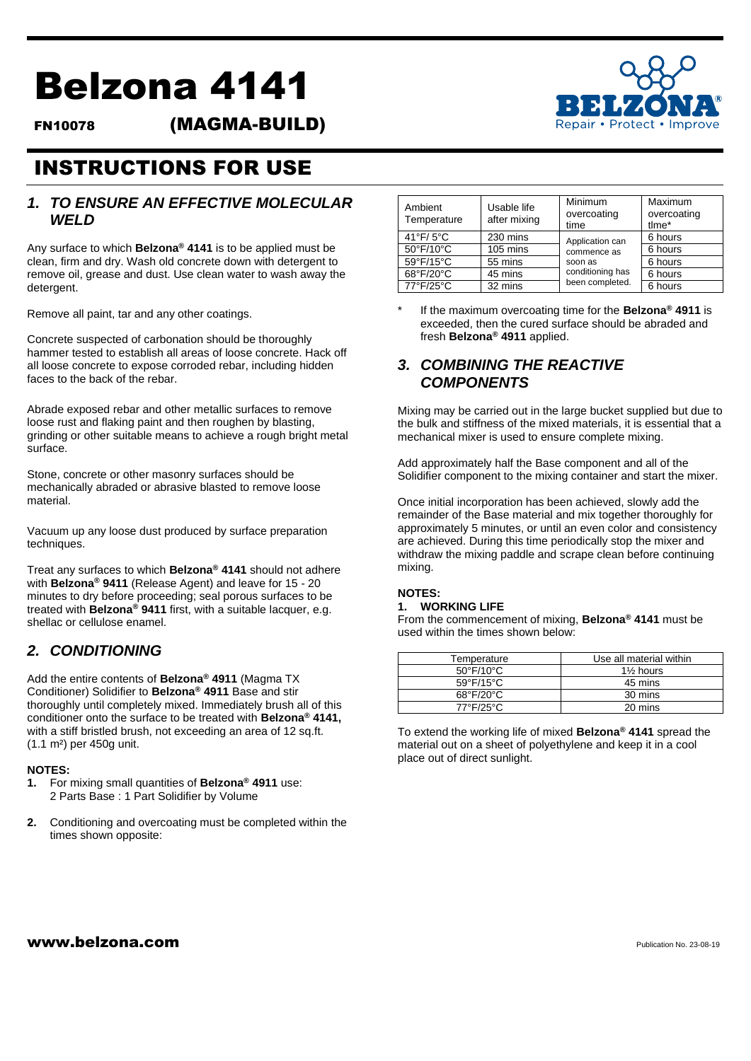# Belzona 4141

**FN10078** **(MAGMA-BUILD)**

# INSTRUCTIONS FOR USE

## *1. TO ENSURE AN EFFECTIVE MOLECULAR WELD*

Any surface to which **Belzona® 4141** is to be applied must be clean, firm and dry. Wash old concrete down with detergent to remove oil, grease and dust. Use clean water to wash away the detergent.

Remove all paint, tar and any other coatings.

Concrete suspected of carbonation should be thoroughly hammer tested to establish all areas of loose concrete. Hack off all loose concrete to expose corroded rebar, including hidden faces to the back of the rebar.

Abrade exposed rebar and other metallic surfaces to remove loose rust and flaking paint and then roughen by blasting, grinding or other suitable means to achieve a rough bright metal surface.

Stone, concrete or other masonry surfaces should be mechanically abraded or abrasive blasted to remove loose material.

Vacuum up any loose dust produced by surface preparation techniques.

Treat any surfaces to which **Belzona® 4141** should not adhere with **Belzona® 9411** (Release Agent) and leave for 15 - 20 minutes to dry before proceeding; seal porous surfaces to be treated with **Belzona® 9411** first, with a suitable lacquer, e.g. shellac or cellulose enamel.

## *2. CONDITIONING*

Add the entire contents of **Belzona® 4911** (Magma TX Conditioner) Solidifier to **Belzona® 4911** Base and stir thoroughly until completely mixed. Immediately brush all of this conditioner onto the surface to be treated with **Belzona® 4141,** with a stiff bristled brush, not exceeding an area of 12 sq.ft. (1.1 m²) per 450g unit.

**NOTES:**

1. For mixing small quantities of **Belzona® 4911** use: 2 Parts Base : 1 Part Solidifier by Volume
2. Conditioning and overcoating must be completed within the times shown opposite:

| Ambient Temperature | Usable life after mixing | Minimum overcoating time | Maximum overcoating time* |
|---|---|---|---|
| 41°F/ 5°C | 230 mins | Application can commence as soon as conditioning has been completed. | 6 hours |
| 50°F/10°C | 105 mins | | 6 hours |
| 59°F/15°C | 55 mins | | 6 hours |
| 68°F/20°C | 45 mins | | 6 hours |
| 77°F/25°C | 32 mins | | 6 hours |

\* If the maximum overcoating time for the **Belzona® 4911** is exceeded, then the cured surface should be abraded and fresh **Belzona® 4911** applied.

## *3. COMBINING THE REACTIVE COMPONENTS*

Mixing may be carried out in the large bucket supplied but due to the bulk and stiffness of the mixed materials, it is essential that a mechanical mixer is used to ensure complete mixing.

Add approximately half the Base component and all of the Solidifier component to the mixing container and start the mixer.

Once initial incorporation has been achieved, slowly add the remainder of the Base material and mix together thoroughly for approximately 5 minutes, or until an even color and consistency are achieved. During this time periodically stop the mixer and withdraw the mixing paddle and scrape clean before continuing mixing.

**NOTES:**

**1. WORKING LIFE**

From the commencement of mixing, **Belzona® 4141** must be used within the times shown below:

| Temperature | Use all material within |
|---|---|
| 50°F/10°C | 1½ hours |
| 59°F/15°C | 45 mins |
| 68°F/20°C | 30 mins |
| 77°F/25°C | 20 mins |

To extend the working life of mixed **Belzona® 4141** spread the material out on a sheet of polyethylene and keep it in a cool place out of direct sunlight.

**www.belzona.com**

Publication No. 23-08-19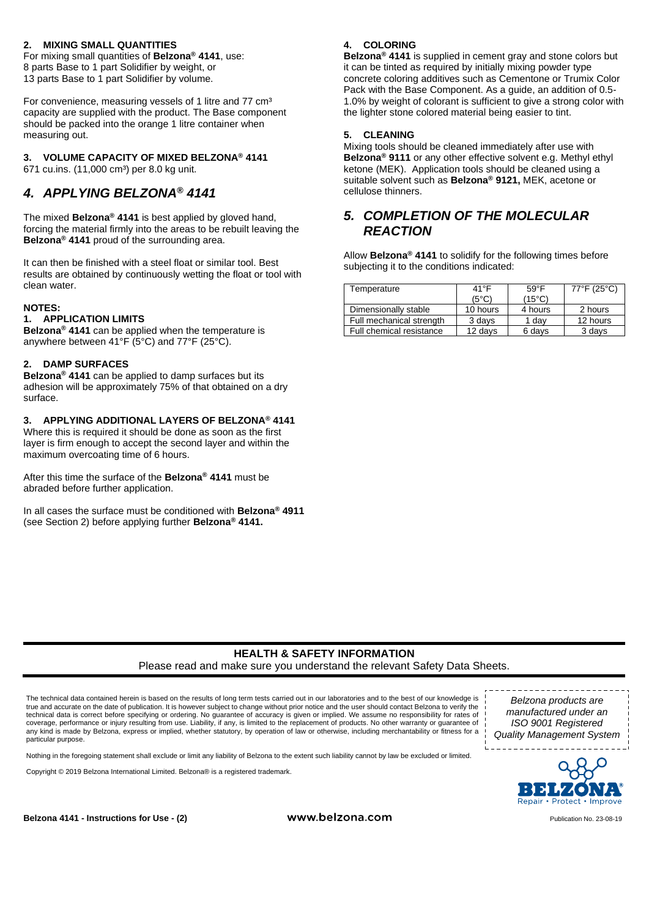### 2. MIXING SMALL QUANTITIES

For mixing small quantities of **Belzona® 4141**, use:
8 parts Base to 1 part Solidifier by weight, or
13 parts Base to 1 part Solidifier by volume.

For convenience, measuring vessels of 1 litre and 77 cm³ capacity are supplied with the product. The Base component should be packed into the orange 1 litre container when measuring out.

### 3. VOLUME CAPACITY OF MIXED BELZONA® 4141

671 cu.ins. (11,000 cm³) per 8.0 kg unit.

## *4. APPLYING BELZONA® 4141*

The mixed **Belzona® 4141** is best applied by gloved hand, forcing the material firmly into the areas to be rebuilt leaving the **Belzona® 4141** proud of the surrounding area.

It can then be finished with a steel float or similar tool. Best results are obtained by continuously wetting the float or tool with clean water.

**NOTES:**

### 1. APPLICATION LIMITS

**Belzona® 4141** can be applied when the temperature is anywhere between 41°F (5°C) and 77°F (25°C).

### 2. DAMP SURFACES

**Belzona® 4141** can be applied to damp surfaces but its adhesion will be approximately 75% of that obtained on a dry surface.

### 3. APPLYING ADDITIONAL LAYERS OF BELZONA® 4141

Where this is required it should be done as soon as the first layer is firm enough to accept the second layer and within the maximum overcoating time of 6 hours.

After this time the surface of the **Belzona® 4141** must be abraded before further application.

In all cases the surface must be conditioned with **Belzona® 4911** (see Section 2) before applying further **Belzona® 4141.**

### 4. COLORING

**Belzona® 4141** is supplied in cement gray and stone colors but it can be tinted as required by initially mixing powder type concrete coloring additives such as Cementone or Trumix Color Pack with the Base Component. As a guide, an addition of 0.5-1.0% by weight of colorant is sufficient to give a strong color with the lighter stone colored material being easier to tint.

### 5. CLEANING

Mixing tools should be cleaned immediately after use with **Belzona® 9111** or any other effective solvent e.g. Methyl ethyl ketone (MEK). Application tools should be cleaned using a suitable solvent such as **Belzona® 9121,** MEK, acetone or cellulose thinners.

## *5. COMPLETION OF THE MOLECULAR REACTION*

Allow **Belzona® 4141** to solidify for the following times before subjecting it to the conditions indicated:

| Temperature | 41°F (5°C) | 59°F (15°C) | 77°F (25°C) |
|---|---|---|---|
| Dimensionally stable | 10 hours | 4 hours | 2 hours |
| Full mechanical strength | 3 days | 1 day | 12 hours |
| Full chemical resistance | 12 days | 6 days | 3 days |

**HEALTH & SAFETY INFORMATION**

Please read and make sure you understand the relevant Safety Data Sheets.

The technical data contained herein is based on the results of long term tests carried out in our laboratories and to the best of our knowledge is true and accurate on the date of publication. It is however subject to change without prior notice and the user should contact Belzona to verify the technical data is correct before specifying or ordering. No guarantee of accuracy is given or implied. We assume no responsibility for rates of coverage, performance or injury resulting from use. Liability, if any, is limited to the replacement of products. No other warranty or guarantee of any kind is made by Belzona, express or implied, whether statutory, by operation of law or otherwise, including merchantability or fitness for a particular purpose.

Nothing in the foregoing statement shall exclude or limit any liability of Belzona to the extent such liability cannot by law be excluded or limited.

Copyright © 2019 Belzona International Limited. Belzona® is a registered trademark.

*Belzona products are manufactured under an ISO 9001 Registered Quality Management System*

BELZONA® Repair • Protect • Improve

Belzona 4141 - Instructions for Use - (2) www.belzona.com Publication No. 23-08-19